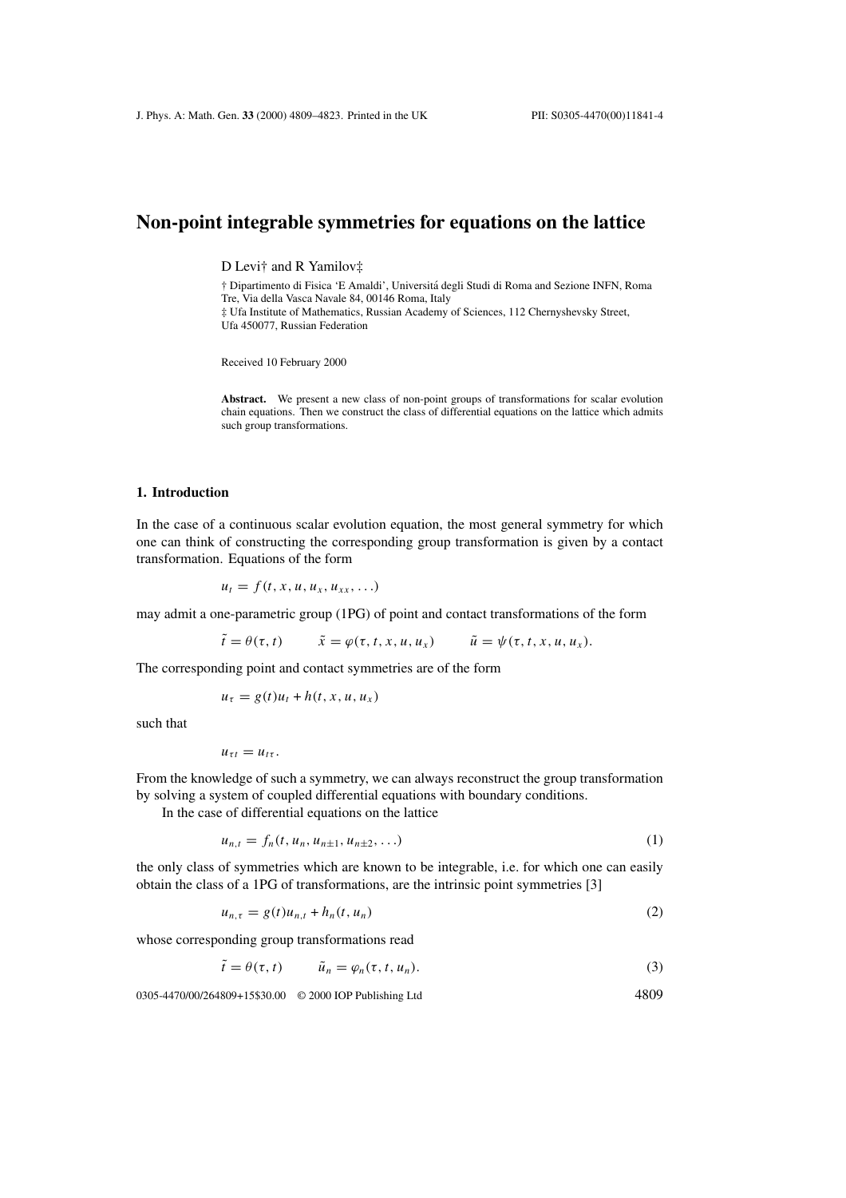# Non-point integrable symmetries for equations on the lattice

D Levi† and R Yamilov‡

† Dipartimento di Fisica 'E Amaldi', Universitá degli Studi di Roma and Sezione INFN, Roma Tre, Via della Vasca Navale 84, 00146 Roma, Italy

‡ Ufa Institute of Mathematics, Russian Academy of Sciences, 112 Chernyshevsky Street, Ufa 450077, Russian Federation

Received 10 February 2000

**Abstract.** We present a new class of non-point groups of transformations for scalar evolution chain equations. Then we construct the class of differential equations on the lattice which admits such group transformations.

## 1. Introduction

In the case of a continuous scalar evolution equation, the most general symmetry for which one can think of constructing the corresponding group transformation is given by a contact transformation. Equations of the form

$$u_t = f(t, x, u, u_x, u_{xx}, \ldots)$$

may admit a one-parametric group (1PG) of point and contact transformations of the form

$$\tilde{t} = \theta(\tau, t) \qquad \tilde{x} = \varphi(\tau, t, x, u, u_x) \qquad \tilde{u} = \psi(\tau, t, x, u, u_x).$$

The corresponding point and contact symmetries are of the form

$$u_\tau = g(t)u_t + h(t, x, u, u_x)$$

such that

$$u_{\tau t} = u_{t\tau}.$$

From the knowledge of such a symmetry, we can always reconstruct the group transformation by solving a system of coupled differential equations with boundary conditions.

In the case of differential equations on the lattice

$$u_{n,t} = f_n(t, u_n, u_{n\pm1}, u_{n\pm2}, \ldots) \tag{1}$$

the only class of symmetries which are known to be integrable, i.e. for which one can easily obtain the class of a 1PG of transformations, are the intrinsic point symmetries [3]

$$u_{n,\tau} = g(t)u_{n,t} + h_n(t, u_n) \tag{2}$$

whose corresponding group transformations read

$$\tilde{t} = \theta(\tau, t) \qquad \tilde{u}_n = \varphi_n(\tau, t, u_n). \tag{3}$$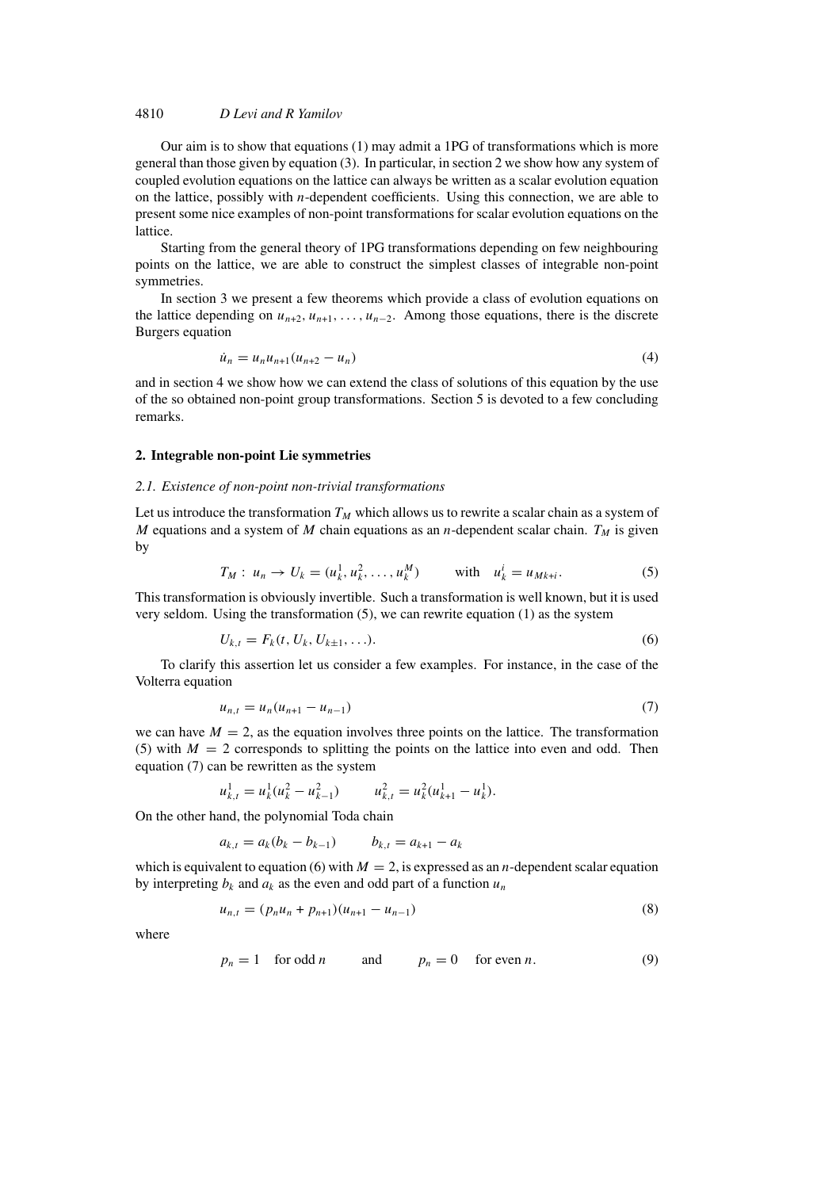Our aim is to show that equations (1) may admit a 1PG of transformations which is more general than those given by equation (3). In particular, in section 2 we show how any system of coupled evolution equations on the lattice can always be written as a scalar evolution equation on the lattice, possibly with $n$-dependent coefficients. Using this connection, we are able to present some nice examples of non-point transformations for scalar evolution equations on the lattice.

Starting from the general theory of 1PG transformations depending on few neighbouring points on the lattice, we are able to construct the simplest classes of integrable non-point symmetries.

In section 3 we present a few theorems which provide a class of evolution equations on the lattice depending on $u_{n+2}, u_{n+1}, \ldots, u_{n-2}$. Among those equations, there is the discrete Burgers equation

$$\dot{u}_n = u_n u_{n+1}(u_{n+2} - u_n) \tag{4}$$

and in section 4 we show how we can extend the class of solutions of this equation by the use of the so obtained non-point group transformations. Section 5 is devoted to a few concluding remarks.

## 2. Integrable non-point Lie symmetries

### 2.1. Existence of non-point non-trivial transformations

Let us introduce the transformation $T_M$ which allows us to rewrite a scalar chain as a system of $M$ equations and a system of $M$ chain equations as an $n$-dependent scalar chain. $T_M$ is given by

$$T_M : \; u_n \to U_k = (u_k^1, u_k^2, \ldots, u_k^M) \qquad \text{with} \quad u_k^i = u_{Mk+i}. \tag{5}$$

This transformation is obviously invertible. Such a transformation is well known, but it is used very seldom. Using the transformation (5), we can rewrite equation (1) as the system

$$U_{k,t} = F_k(t, U_k, U_{k\pm1}, \ldots). \tag{6}$$

To clarify this assertion let us consider a few examples. For instance, in the case of the Volterra equation

$$u_{n,t} = u_n(u_{n+1} - u_{n-1}) \tag{7}$$

we can have $M = 2$, as the equation involves three points on the lattice. The transformation (5) with $M = 2$ corresponds to splitting the points on the lattice into even and odd. Then equation (7) can be rewritten as the system

$$u_{k,t}^1 = u_k^1(u_k^2 - u_{k-1}^2) \qquad u_{k,t}^2 = u_k^2(u_{k+1}^1 - u_k^1).$$

On the other hand, the polynomial Toda chain

$$a_{k,t} = a_k(b_k - b_{k-1}) \qquad b_{k,t} = a_{k+1} - a_k$$

which is equivalent to equation (6) with $M = 2$, is expressed as an $n$-dependent scalar equation by interpreting $b_k$ and $a_k$ as the even and odd part of a function $u_n$

$$u_{n,t} = (p_n u_n + p_{n+1})(u_{n+1} - u_{n-1}) \tag{8}$$

where

$$p_n = 1 \quad \text{for odd } n \qquad \text{and} \qquad p_n = 0 \quad \text{for even } n. \tag{9}$$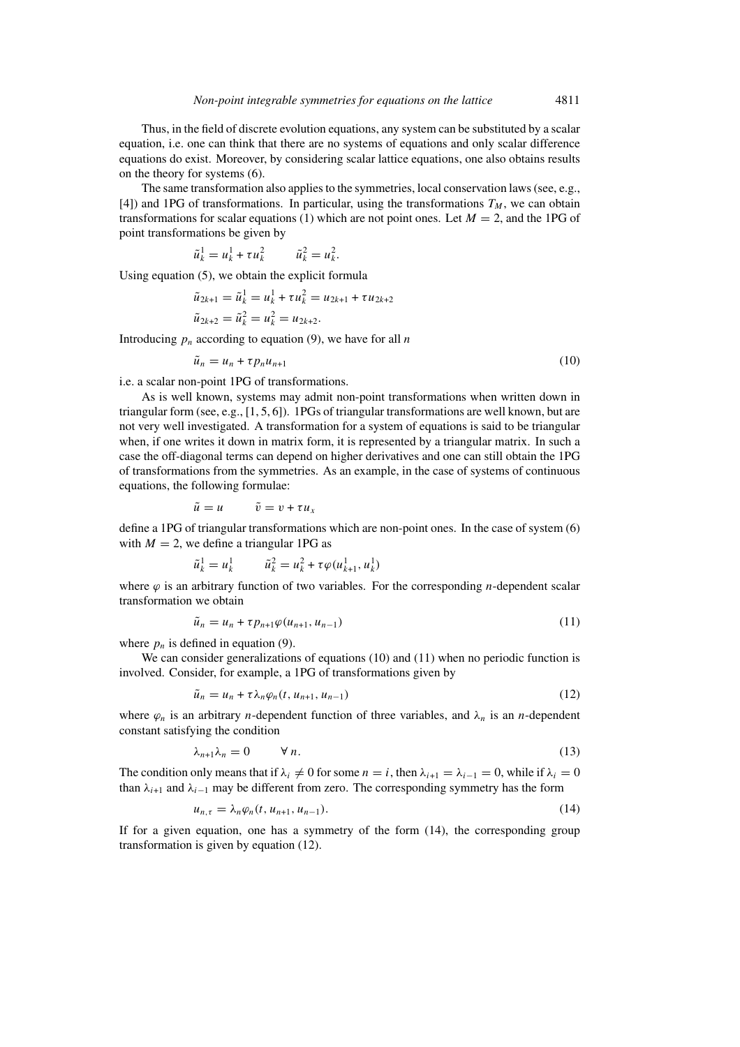Thus, in the field of discrete evolution equations, any system can be substituted by a scalar equation, i.e. one can think that there are no systems of equations and only scalar difference equations do exist. Moreover, by considering scalar lattice equations, one also obtains results on the theory for systems (6).

The same transformation also applies to the symmetries, local conservation laws (see, e.g., [4]) and 1PG of transformations. In particular, using the transformations $T_M$, we can obtain transformations for scalar equations (1) which are not point ones. Let $M = 2$, and the 1PG of point transformations be given by

$$\tilde{u}_k^1 = u_k^1 + \tau u_k^2 \qquad \tilde{u}_k^2 = u_k^2.$$

Using equation (5), we obtain the explicit formula

$$\tilde{u}_{2k+1} = \tilde{u}_k^1 = u_k^1 + \tau u_k^2 = u_{2k+1} + \tau u_{2k+2}$$
$$\tilde{u}_{2k+2} = \tilde{u}_k^2 = u_k^2 = u_{2k+2}.$$

Introducing $p_n$ according to equation (9), we have for all $n$

$$\tilde{u}_n = u_n + \tau p_n u_{n+1} \tag{10}$$

i.e. a scalar non-point 1PG of transformations.

As is well known, systems may admit non-point transformations when written down in triangular form (see, e.g., [1, 5, 6]). 1PGs of triangular transformations are well known, but are not very well investigated. A transformation for a system of equations is said to be triangular when, if one writes it down in matrix form, it is represented by a triangular matrix. In such a case the off-diagonal terms can depend on higher derivatives and one can still obtain the 1PG of transformations from the symmetries. As an example, in the case of systems of continuous equations, the following formulae:

$$\tilde{u} = u \qquad \tilde{v} = v + \tau u_x$$

define a 1PG of triangular transformations which are non-point ones. In the case of system (6) with $M = 2$, we define a triangular 1PG as

$$\tilde{u}_k^1 = u_k^1 \qquad \tilde{u}_k^2 = u_k^2 + \tau\varphi(u_{k+1}^1, u_k^1)$$

where $\varphi$ is an arbitrary function of two variables. For the corresponding $n$-dependent scalar transformation we obtain

$$\tilde{u}_n = u_n + \tau p_{n+1}\varphi(u_{n+1}, u_{n-1}) \tag{11}$$

where $p_n$ is defined in equation (9).

We can consider generalizations of equations (10) and (11) when no periodic function is involved. Consider, for example, a 1PG of transformations given by

$$\tilde{u}_n = u_n + \tau\lambda_n\varphi_n(t, u_{n+1}, u_{n-1}) \tag{12}$$

where $\varphi_n$ is an arbitrary $n$-dependent function of three variables, and $\lambda_n$ is an $n$-dependent constant satisfying the condition

$$\lambda_{n+1}\lambda_n = 0 \qquad \forall\, n. \tag{13}$$

The condition only means that if $\lambda_i \neq 0$ for some $n = i$, then $\lambda_{i+1} = \lambda_{i-1} = 0$, while if $\lambda_i = 0$ than $\lambda_{i+1}$ and $\lambda_{i-1}$ may be different from zero. The corresponding symmetry has the form

$$u_{n,\tau} = \lambda_n\varphi_n(t, u_{n+1}, u_{n-1}). \tag{14}$$

If for a given equation, one has a symmetry of the form (14), the corresponding group transformation is given by equation (12).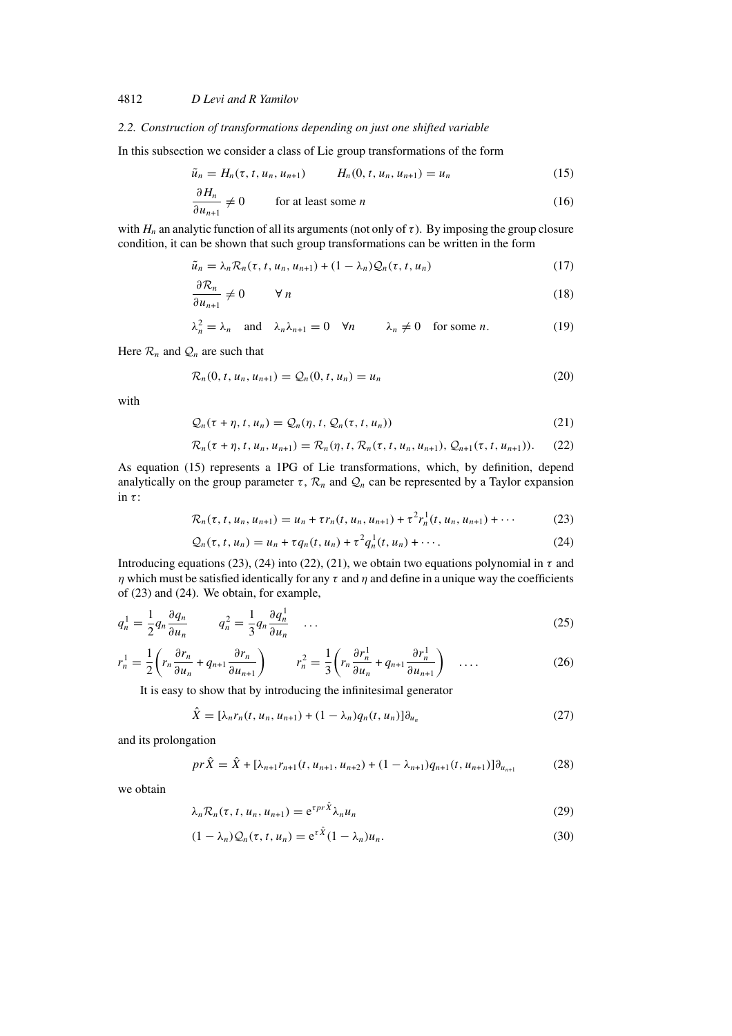### 2.2. Construction of transformations depending on just one shifted variable

In this subsection we consider a class of Lie group transformations of the form

$$\tilde{u}_n = H_n(\tau, t, u_n, u_{n+1}) \qquad H_n(0, t, u_n, u_{n+1}) = u_n \tag{15}$$

$$\frac{\partial H_n}{\partial u_{n+1}} \neq 0 \qquad \text{for at least some } n \tag{16}$$

with $H_n$ an analytic function of all its arguments (not only of $\tau$). By imposing the group closure condition, it can be shown that such group transformations can be written in the form

$$\tilde{u}_n = \lambda_n \mathcal{R}_n(\tau, t, u_n, u_{n+1}) + (1 - \lambda_n)\mathcal{Q}_n(\tau, t, u_n) \tag{17}$$

$$\frac{\partial \mathcal{R}_n}{\partial u_{n+1}} \neq 0 \qquad \forall\, n \tag{18}$$

$$\lambda_n^2 = \lambda_n \quad \text{and} \quad \lambda_n \lambda_{n+1} = 0 \quad \forall n \qquad \lambda_n \neq 0 \quad \text{for some } n. \tag{19}$$

Here $\mathcal{R}_n$ and $\mathcal{Q}_n$ are such that

$$\mathcal{R}_n(0, t, u_n, u_{n+1}) = \mathcal{Q}_n(0, t, u_n) = u_n \tag{20}$$

with

$$\mathcal{Q}_n(\tau + \eta, t, u_n) = \mathcal{Q}_n(\eta, t, \mathcal{Q}_n(\tau, t, u_n)) \tag{21}$$

$$\mathcal{R}_n(\tau + \eta, t, u_n, u_{n+1}) = \mathcal{R}_n(\eta, t, \mathcal{R}_n(\tau, t, u_n, u_{n+1}), \mathcal{Q}_{n+1}(\tau, t, u_{n+1})). \tag{22}$$

As equation (15) represents a 1PG of Lie transformations, which, by definition, depend analytically on the group parameter $\tau$, $\mathcal{R}_n$ and $\mathcal{Q}_n$ can be represented by a Taylor expansion in $\tau$:

$$\mathcal{R}_n(\tau, t, u_n, u_{n+1}) = u_n + \tau r_n(t, u_n, u_{n+1}) + \tau^2 r_n^1(t, u_n, u_{n+1}) + \cdots \tag{23}$$

$$\mathcal{Q}_n(\tau, t, u_n) = u_n + \tau q_n(t, u_n) + \tau^2 q_n^1(t, u_n) + \cdots. \tag{24}$$

Introducing equations (23), (24) into (22), (21), we obtain two equations polynomial in $\tau$ and $\eta$ which must be satisfied identically for any $\tau$ and $\eta$ and define in a unique way the coefficients of (23) and (24). We obtain, for example,

$$q_n^1 = \frac{1}{2} q_n \frac{\partial q_n}{\partial u_n} \qquad q_n^2 = \frac{1}{3} q_n \frac{\partial q_n^1}{\partial u_n} \quad \ldots \tag{25}$$

$$r_n^1 = \frac{1}{2}\left( r_n \frac{\partial r_n}{\partial u_n} + q_{n+1} \frac{\partial r_n}{\partial u_{n+1}} \right) \qquad r_n^2 = \frac{1}{3}\left( r_n \frac{\partial r_n^1}{\partial u_n} + q_{n+1} \frac{\partial r_n^1}{\partial u_{n+1}} \right) \quad \ldots. \tag{26}$$

It is easy to show that by introducing the infinitesimal generator

$$\hat{X} = [\lambda_n r_n(t, u_n, u_{n+1}) + (1 - \lambda_n) q_n(t, u_n)]\partial_{u_n} \tag{27}$$

and its prolongation

$$pr\hat{X} = \hat{X} + [\lambda_{n+1} r_{n+1}(t, u_{n+1}, u_{n+2}) + (1 - \lambda_{n+1}) q_{n+1}(t, u_{n+1})]\partial_{u_{n+1}} \tag{28}$$

we obtain

$$\lambda_n \mathcal{R}_n(\tau, t, u_n, u_{n+1}) = \mathrm{e}^{\tau pr\hat{X}} \lambda_n u_n \tag{29}$$

$$(1 - \lambda_n)\mathcal{Q}_n(\tau, t, u_n) = \mathrm{e}^{\tau \hat{X}} (1 - \lambda_n) u_n. \tag{30}$$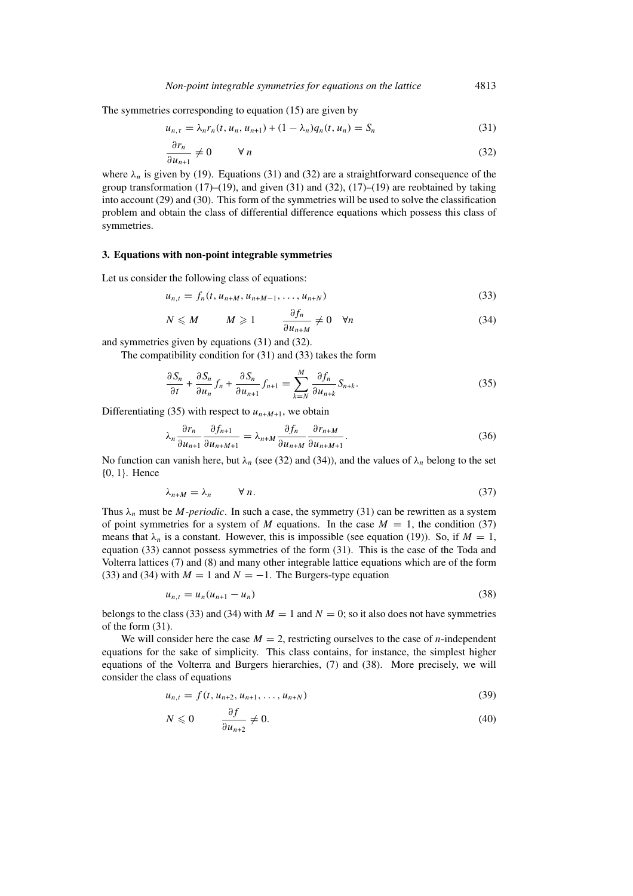The symmetries corresponding to equation (15) are given by

$$u_{n,\tau} = \lambda_n r_n(t, u_n, u_{n+1}) + (1 - \lambda_n) q_n(t, u_n) = S_n \tag{31}$$

$$\frac{\partial r_n}{\partial u_{n+1}} \neq 0 \qquad \forall\, n \tag{32}$$

where $\lambda_n$ is given by (19). Equations (31) and (32) are a straightforward consequence of the group transformation (17)–(19), and given (31) and (32), (17)–(19) are reobtained by taking into account (29) and (30). This form of the symmetries will be used to solve the classification problem and obtain the class of differential difference equations which possess this class of symmetries.

### 3. Equations with non-point integrable symmetries

Let us consider the following class of equations:

$$u_{n,t} = f_n(t, u_{n+M}, u_{n+M-1}, \ldots, u_{n+N}) \tag{33}$$

$$N \leqslant M \qquad M \geqslant 1 \qquad \frac{\partial f_n}{\partial u_{n+M}} \neq 0 \quad \forall n \tag{34}$$

and symmetries given by equations (31) and (32).

The compatibility condition for (31) and (33) takes the form

$$\frac{\partial S_n}{\partial t} + \frac{\partial S_n}{\partial u_n} f_n + \frac{\partial S_n}{\partial u_{n+1}} f_{n+1} = \sum_{k=N}^{M} \frac{\partial f_n}{\partial u_{n+k}} S_{n+k}. \tag{35}$$

Differentiating (35) with respect to $u_{n+M+1}$, we obtain

$$\lambda_n \frac{\partial r_n}{\partial u_{n+1}} \frac{\partial f_{n+1}}{\partial u_{n+M+1}} = \lambda_{n+M} \frac{\partial f_n}{\partial u_{n+M}} \frac{\partial r_{n+M}}{\partial u_{n+M+1}}. \tag{36}$$

No function can vanish here, but $\lambda_n$ (see (32) and (34)), and the values of $\lambda_n$ belong to the set $\{0, 1\}$. Hence

$$\lambda_{n+M} = \lambda_n \qquad \forall\, n. \tag{37}$$

Thus $\lambda_n$ must be *M-periodic*. In such a case, the symmetry (31) can be rewritten as a system of point symmetries for a system of $M$ equations. In the case $M = 1$, the condition (37) means that $\lambda_n$ is a constant. However, this is impossible (see equation (19)). So, if $M = 1$, equation (33) cannot possess symmetries of the form (31). This is the case of the Toda and Volterra lattices (7) and (8) and many other integrable lattice equations which are of the form (33) and (34) with $M = 1$ and $N = -1$. The Burgers-type equation

$$u_{n,t} = u_n(u_{n+1} - u_n) \tag{38}$$

belongs to the class (33) and (34) with $M = 1$ and $N = 0$; so it also does not have symmetries of the form (31).

We will consider here the case $M = 2$, restricting ourselves to the case of $n$-independent equations for the sake of simplicity. This class contains, for instance, the simplest higher equations of the Volterra and Burgers hierarchies, (7) and (38). More precisely, we will consider the class of equations

$$u_{n,t} = f(t, u_{n+2}, u_{n+1}, \ldots, u_{n+N}) \tag{39}$$

$$N \leqslant 0 \qquad \frac{\partial f}{\partial u_{n+2}} \neq 0. \tag{40}$$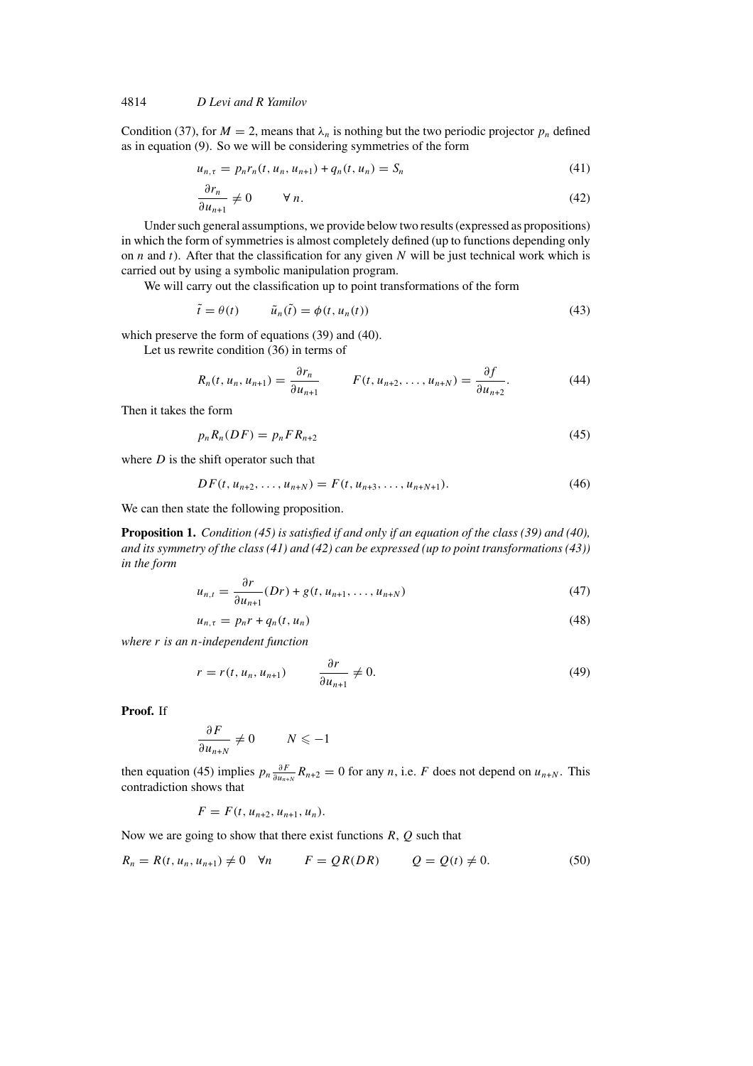Condition (37), for $M = 2$, means that $\lambda_n$ is nothing but the two periodic projector $p_n$ defined as in equation (9). So we will be considering symmetries of the form

$$u_{n,\tau} = p_n r_n(t, u_n, u_{n+1}) + q_n(t, u_n) = S_n \tag{41}$$

$$\frac{\partial r_n}{\partial u_{n+1}} \neq 0 \qquad \forall\, n. \tag{42}$$

Under such general assumptions, we provide below two results (expressed as propositions) in which the form of symmetries is almost completely defined (up to functions depending only on $n$ and $t$). After that the classification for any given $N$ will be just technical work which is carried out by using a symbolic manipulation program.

We will carry out the classification up to point transformations of the form

$$\tilde{t} = \theta(t) \qquad \tilde{u}_n(\tilde{t}) = \phi(t, u_n(t)) \tag{43}$$

which preserve the form of equations (39) and (40).

Let us rewrite condition (36) in terms of

$$R_n(t, u_n, u_{n+1}) = \frac{\partial r_n}{\partial u_{n+1}} \qquad F(t, u_{n+2}, \ldots, u_{n+N}) = \frac{\partial f}{\partial u_{n+2}}. \tag{44}$$

Then it takes the form

$$p_n R_n (DF) = p_n F R_{n+2} \tag{45}$$

where $D$ is the shift operator such that

$$DF(t, u_{n+2}, \ldots, u_{n+N}) = F(t, u_{n+3}, \ldots, u_{n+N+1}). \tag{46}$$

We can then state the following proposition.

**Proposition 1.** *Condition (45) is satisfied if and only if an equation of the class (39) and (40), and its symmetry of the class (41) and (42) can be expressed (up to point transformations (43)) in the form*

$$u_{n,t} = \frac{\partial r}{\partial u_{n+1}}(Dr) + g(t, u_{n+1}, \ldots, u_{n+N}) \tag{47}$$

$$u_{n,\tau} = p_n r + q_n(t, u_n) \tag{48}$$

*where $r$ is an $n$-independent function*

$$r = r(t, u_n, u_{n+1}) \qquad \frac{\partial r}{\partial u_{n+1}} \neq 0. \tag{49}$$

**Proof.** If

$$\frac{\partial F}{\partial u_{n+N}} \neq 0 \qquad N \leqslant -1$$

then equation (45) implies $p_n \frac{\partial F}{\partial u_{n+N}} R_{n+2} = 0$ for any $n$, i.e. $F$ does not depend on $u_{n+N}$. This contradiction shows that

$$F = F(t, u_{n+2}, u_{n+1}, u_n).$$

Now we are going to show that there exist functions $R$, $Q$ such that

$$R_n = R(t, u_n, u_{n+1}) \neq 0 \quad \forall n \qquad F = QR(DR) \qquad Q = Q(t) \neq 0. \tag{50}$$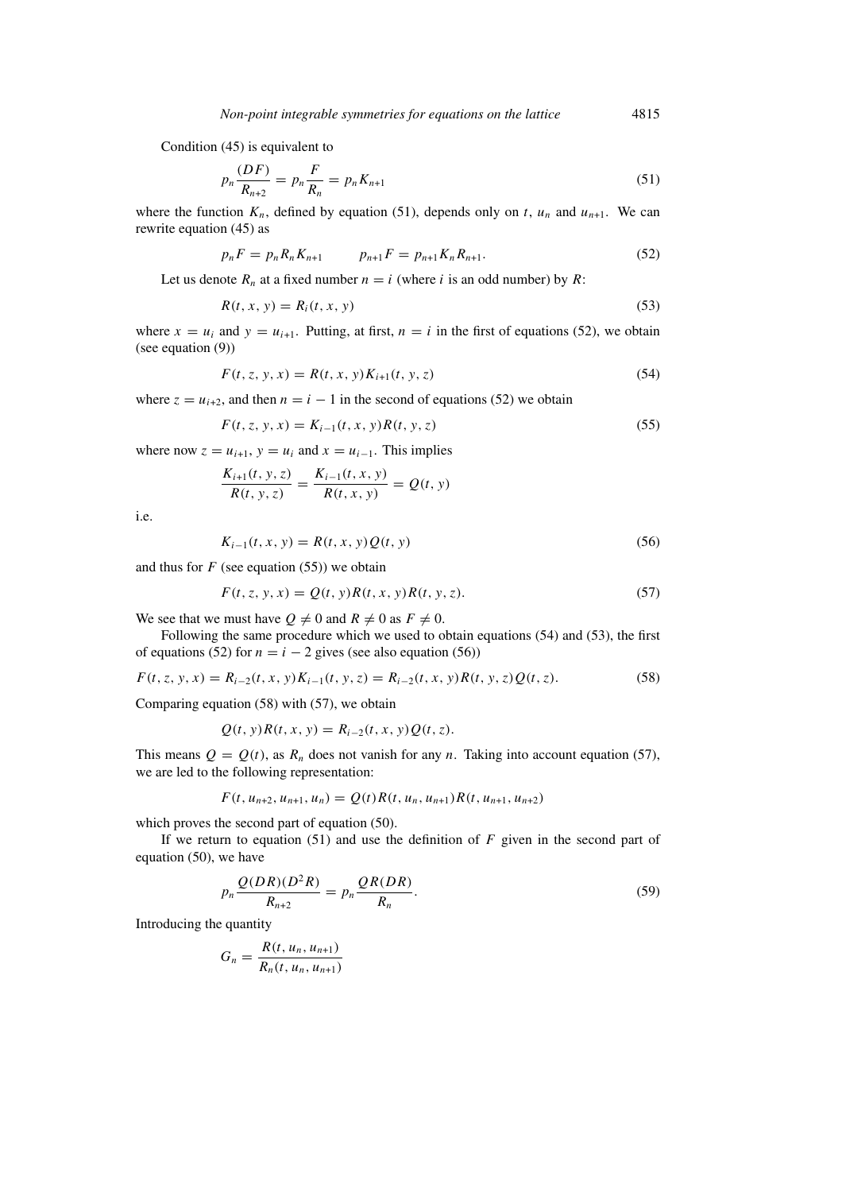Condition (45) is equivalent to

$$p_n \frac{(DF)}{R_{n+2}} = p_n \frac{F}{R_n} = p_n K_{n+1} \tag{51}$$

where the function $K_n$, defined by equation (51), depends only on $t$, $u_n$ and $u_{n+1}$. We can rewrite equation (45) as

$$p_n F = p_n R_n K_{n+1} \qquad p_{n+1} F = p_{n+1} K_n R_{n+1}. \tag{52}$$

Let us denote $R_n$ at a fixed number $n = i$ (where $i$ is an odd number) by $R$:

$$R(t, x, y) = R_i(t, x, y) \tag{53}$$

where $x = u_i$ and $y = u_{i+1}$. Putting, at first, $n = i$ in the first of equations (52), we obtain (see equation (9))

$$F(t, z, y, x) = R(t, x, y) K_{i+1}(t, y, z) \tag{54}$$

where $z = u_{i+2}$, and then $n = i - 1$ in the second of equations (52) we obtain

$$F(t, z, y, x) = K_{i-1}(t, x, y) R(t, y, z) \tag{55}$$

where now $z = u_{i+1}$, $y = u_i$ and $x = u_{i-1}$. This implies

$$\frac{K_{i+1}(t, y, z)}{R(t, y, z)} = \frac{K_{i-1}(t, x, y)}{R(t, x, y)} = Q(t, y)$$

i.e.

$$K_{i-1}(t, x, y) = R(t, x, y) Q(t, y) \tag{56}$$

and thus for $F$ (see equation (55)) we obtain

$$F(t, z, y, x) = Q(t, y) R(t, x, y) R(t, y, z). \tag{57}$$

We see that we must have $Q \neq 0$ and $R \neq 0$ as $F \neq 0$.

Following the same procedure which we used to obtain equations (54) and (53), the first of equations (52) for $n = i - 2$ gives (see also equation (56))

$$F(t, z, y, x) = R_{i-2}(t, x, y) K_{i-1}(t, y, z) = R_{i-2}(t, x, y) R(t, y, z) Q(t, z). \tag{58}$$

Comparing equation (58) with (57), we obtain

$$Q(t, y) R(t, x, y) = R_{i-2}(t, x, y) Q(t, z).$$

This means $Q = Q(t)$, as $R_n$ does not vanish for any $n$. Taking into account equation (57), we are led to the following representation:

$$F(t, u_{n+2}, u_{n+1}, u_n) = Q(t) R(t, u_n, u_{n+1}) R(t, u_{n+1}, u_{n+2})$$

which proves the second part of equation (50).

If we return to equation (51) and use the definition of $F$ given in the second part of equation (50), we have

$$p_n \frac{Q(DR)(D^2 R)}{R_{n+2}} = p_n \frac{Q R (DR)}{R_n}. \tag{59}$$

Introducing the quantity

$$G_n = \frac{R(t, u_n, u_{n+1})}{R_n(t, u_n, u_{n+1})}$$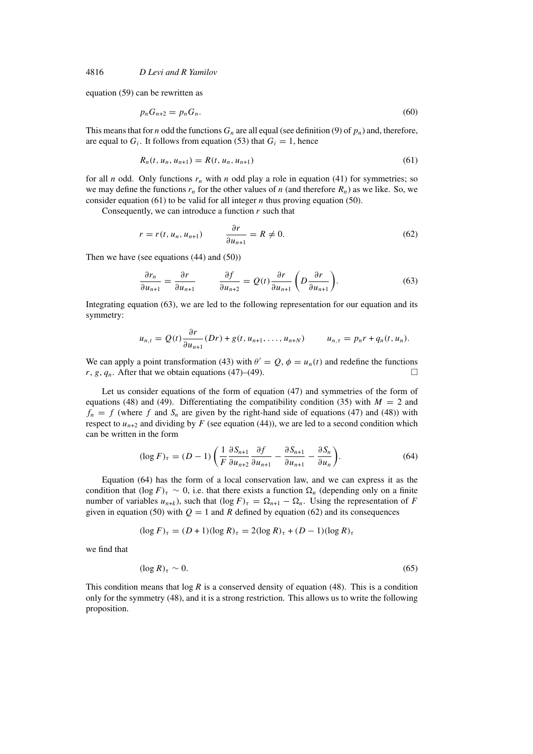equation (59) can be rewritten as

$$p_n G_{n+2} = p_n G_n. \tag{60}$$

This means that for $n$ odd the functions $G_n$ are all equal (see definition (9) of $p_n$) and, therefore, are equal to $G_i$. It follows from equation (53) that $G_i = 1$, hence

$$R_n(t, u_n, u_{n+1}) = R(t, u_n, u_{n+1}) \tag{61}$$

for all $n$ odd. Only functions $r_n$ with $n$ odd play a role in equation (41) for symmetries; so we may define the functions $r_n$ for the other values of $n$ (and therefore $R_n$) as we like. So, we consider equation (61) to be valid for all integer $n$ thus proving equation (50).

Consequently, we can introduce a function $r$ such that

$$r = r(t, u_n, u_{n+1}) \qquad \frac{\partial r}{\partial u_{n+1}} = R \neq 0. \tag{62}$$

Then we have (see equations (44) and (50))

$$\frac{\partial r_n}{\partial u_{n+1}} = \frac{\partial r}{\partial u_{n+1}} \qquad \frac{\partial f}{\partial u_{n+2}} = Q(t) \frac{\partial r}{\partial u_{n+1}} \left( D \frac{\partial r}{\partial u_{n+1}} \right). \tag{63}$$

Integrating equation (63), we are led to the following representation for our equation and its symmetry:

$$u_{n,t} = Q(t) \frac{\partial r}{\partial u_{n+1}} (Dr) + g(t, u_{n+1}, \ldots, u_{n+N}) \qquad u_{n,\tau} = p_n r + q_n(t, u_n).$$

We can apply a point transformation (43) with $\theta' = Q$, $\phi = u_n(t)$ and redefine the functions $r$, $g$, $q_n$. After that we obtain equations (47)–(49). $\square$

Let us consider equations of the form of equation (47) and symmetries of the form of equations (48) and (49). Differentiating the compatibility condition (35) with $M = 2$ and $f_n = f$ (where $f$ and $S_n$ are given by the right-hand side of equations (47) and (48)) with respect to $u_{n+2}$ and dividing by $F$ (see equation (44)), we are led to a second condition which can be written in the form

$$(\log F)_\tau = (D - 1) \left( \frac{1}{F} \frac{\partial S_{n+1}}{\partial u_{n+2}} \frac{\partial f}{\partial u_{n+1}} - \frac{\partial S_{n+1}}{\partial u_{n+1}} - \frac{\partial S_n}{\partial u_n} \right). \tag{64}$$

Equation (64) has the form of a local conservation law, and we can express it as the condition that $(\log F)_\tau \sim 0$, i.e. that there exists a function $\Omega_n$ (depending only on a finite number of variables $u_{n+k}$), such that $(\log F)_\tau = \Omega_{n+1} - \Omega_n$. Using the representation of $F$ given in equation (50) with $Q = 1$ and $R$ defined by equation (62) and its consequences

$$(\log F)_\tau = (D + 1)(\log R)_\tau = 2(\log R)_\tau + (D - 1)(\log R)_\tau$$

we find that

$$(\log R)_\tau \sim 0. \tag{65}$$

This condition means that $\log R$ is a conserved density of equation (48). This is a condition only for the symmetry (48), and it is a strong restriction. This allows us to write the following proposition.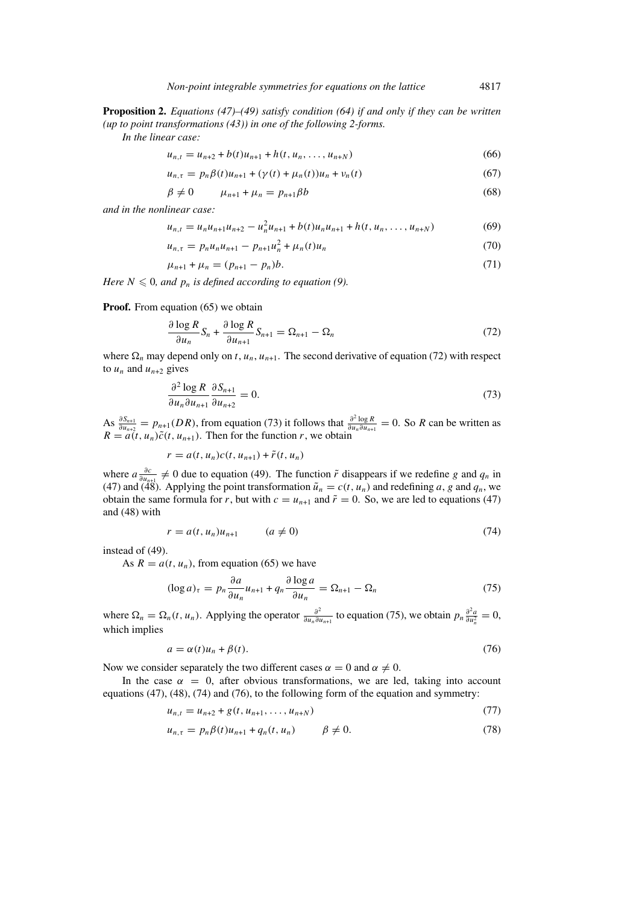**Proposition 2.** *Equations (47)–(49) satisfy condition (64) if and only if they can be written (up to point transformations (43)) in one of the following 2-forms.*

*In the linear case:*

$$u_{n,t} = u_{n+2} + b(t)u_{n+1} + h(t, u_n, \ldots, u_{n+N}) \tag{66}$$

$$u_{n,\tau} = p_n\beta(t)u_{n+1} + (\gamma(t) + \mu_n(t))u_n + \nu_n(t) \tag{67}$$

$$\beta \neq 0 \qquad \mu_{n+1} + \mu_n = p_{n+1}\beta b \tag{68}$$

*and in the nonlinear case:*

$$u_{n,t} = u_n u_{n+1} u_{n+2} - u_n^2 u_{n+1} + b(t)u_n u_{n+1} + h(t, u_n, \ldots, u_{n+N}) \tag{69}$$

$$u_{n,\tau} = p_n u_n u_{n+1} - p_{n+1}u_n^2 + \mu_n(t)u_n \tag{70}$$

$$\mu_{n+1} + \mu_n = (p_{n+1} - p_n)b. \tag{71}$$

*Here $N \leqslant 0$, and $p_n$ is defined according to equation (9).*

**Proof.** From equation (65) we obtain

$$\frac{\partial \log R}{\partial u_n} S_n + \frac{\partial \log R}{\partial u_{n+1}} S_{n+1} = \Omega_{n+1} - \Omega_n \tag{72}$$

where $\Omega_n$ may depend only on $t, u_n, u_{n+1}$. The second derivative of equation (72) with respect to $u_n$ and $u_{n+2}$ gives

$$\frac{\partial^2 \log R}{\partial u_n \partial u_{n+1}} \frac{\partial S_{n+1}}{\partial u_{n+2}} = 0. \tag{73}$$

As $\frac{\partial S_{n+1}}{\partial u_{n+2}} = p_{n+1}(DR)$, from equation (73) it follows that $\frac{\partial^2 \log R}{\partial u_n \partial u_{n+1}} = 0$. So $R$ can be written as $R = a(t, u_n)\tilde{c}(t, u_{n+1})$. Then for the function $r$, we obtain

$$r = a(t, u_n)c(t, u_{n+1}) + \tilde{r}(t, u_n)$$

where $a\frac{\partial c}{\partial u_{n+1}} \neq 0$ due to equation (49). The function $\tilde{r}$ disappears if we redefine $g$ and $q_n$ in (47) and (48). Applying the point transformation $\tilde{u}_n = c(t, u_n)$ and redefining $a$, $g$ and $q_n$, we obtain the same formula for $r$, but with $c = u_{n+1}$ and $\tilde{r} = 0$. So, we are led to equations (47) and (48) with

$$r = a(t, u_n)u_{n+1} \qquad (a \neq 0) \tag{74}$$

instead of (49).

As $R = a(t, u_n)$, from equation (65) we have

$$(\log a)_\tau = p_n \frac{\partial a}{\partial u_n} u_{n+1} + q_n \frac{\partial \log a}{\partial u_n} = \Omega_{n+1} - \Omega_n \tag{75}$$

where $\Omega_n = \Omega_n(t, u_n)$. Applying the operator $\frac{\partial^2}{\partial u_n \partial u_{n+1}}$ to equation (75), we obtain $p_n \frac{\partial^2 a}{\partial u_n^2} = 0$, which implies

$$a = \alpha(t)u_n + \beta(t). \tag{76}$$

Now we consider separately the two different cases $\alpha = 0$ and $\alpha \neq 0$.

In the case $\alpha = 0$, after obvious transformations, we are led, taking into account equations (47), (48), (74) and (76), to the following form of the equation and symmetry:

$$u_{n,t} = u_{n+2} + g(t, u_{n+1}, \ldots, u_{n+N}) \tag{77}$$

$$u_{n,\tau} = p_n\beta(t)u_{n+1} + q_n(t, u_n) \qquad \beta \neq 0. \tag{78}$$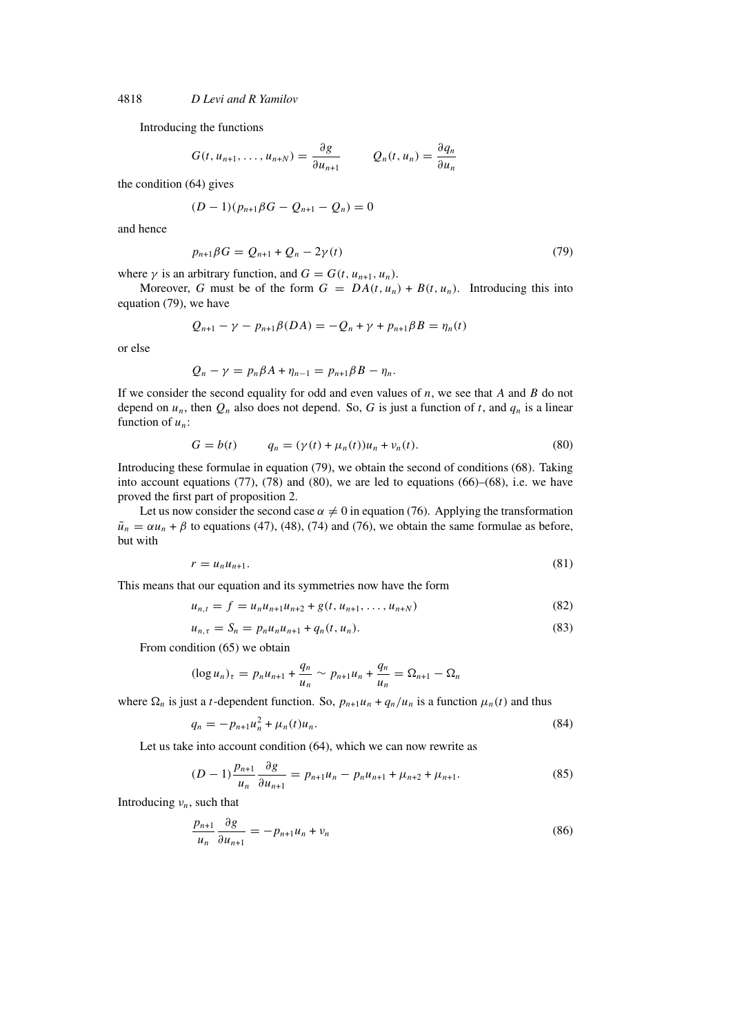Introducing the functions

$$G(t, u_{n+1}, \ldots, u_{n+N}) = \frac{\partial g}{\partial u_{n+1}} \qquad Q_n(t, u_n) = \frac{\partial q_n}{\partial u_n}$$

the condition (64) gives

$$(D-1)(p_{n+1}\beta G - Q_{n+1} - Q_n) = 0$$

and hence

$$p_{n+1}\beta G = Q_{n+1} + Q_n - 2\gamma(t) \tag{79}$$

where $\gamma$ is an arbitrary function, and $G = G(t, u_{n+1}, u_n)$.

Moreover, $G$ must be of the form $G = DA(t, u_n) + B(t, u_n)$. Introducing this into equation (79), we have

$$Q_{n+1} - \gamma - p_{n+1}\beta(DA) = -Q_n + \gamma + p_{n+1}\beta B = \eta_n(t)$$

or else

$$Q_n - \gamma = p_n\beta A + \eta_{n-1} = p_{n+1}\beta B - \eta_n.$$

If we consider the second equality for odd and even values of $n$, we see that $A$ and $B$ do not depend on $u_n$, then $Q_n$ also does not depend. So, $G$ is just a function of $t$, and $q_n$ is a linear function of $u_n$:

$$G = b(t) \qquad q_n = (\gamma(t) + \mu_n(t))u_n + \nu_n(t). \tag{80}$$

Introducing these formulae in equation (79), we obtain the second of conditions (68). Taking into account equations (77), (78) and (80), we are led to equations (66)–(68), i.e. we have proved the first part of proposition 2.

Let us now consider the second case $\alpha \neq 0$ in equation (76). Applying the transformation $\tilde{u}_n = \alpha u_n + \beta$ to equations (47), (48), (74) and (76), we obtain the same formulae as before, but with

$$r = u_n u_{n+1}. \tag{81}$$

This means that our equation and its symmetries now have the form

$$u_{n,t} = f = u_n u_{n+1} u_{n+2} + g(t, u_{n+1}, \ldots, u_{n+N}) \tag{82}$$

$$u_{n,\tau} = S_n = p_n u_n u_{n+1} + q_n(t, u_n). \tag{83}$$

From condition (65) we obtain

$$(\log u_n)_\tau = p_n u_{n+1} + \frac{q_n}{u_n} \sim p_{n+1}u_n + \frac{q_n}{u_n} = \Omega_{n+1} - \Omega_n$$

where $\Omega_n$ is just a $t$-dependent function. So, $p_{n+1}u_n + q_n/u_n$ is a function $\mu_n(t)$ and thus

$$q_n = -p_{n+1}u_n^2 + \mu_n(t)u_n. \tag{84}$$

Let us take into account condition (64), which we can now rewrite as

$$(D-1)\frac{p_{n+1}}{u_n}\frac{\partial g}{\partial u_{n+1}} = p_{n+1}u_n - p_n u_{n+1} + \mu_{n+2} + \mu_{n+1}. \tag{85}$$

Introducing $\nu_n$, such that

$$\frac{p_{n+1}}{u_n}\frac{\partial g}{\partial u_{n+1}} = -p_{n+1}u_n + \nu_n \tag{86}$$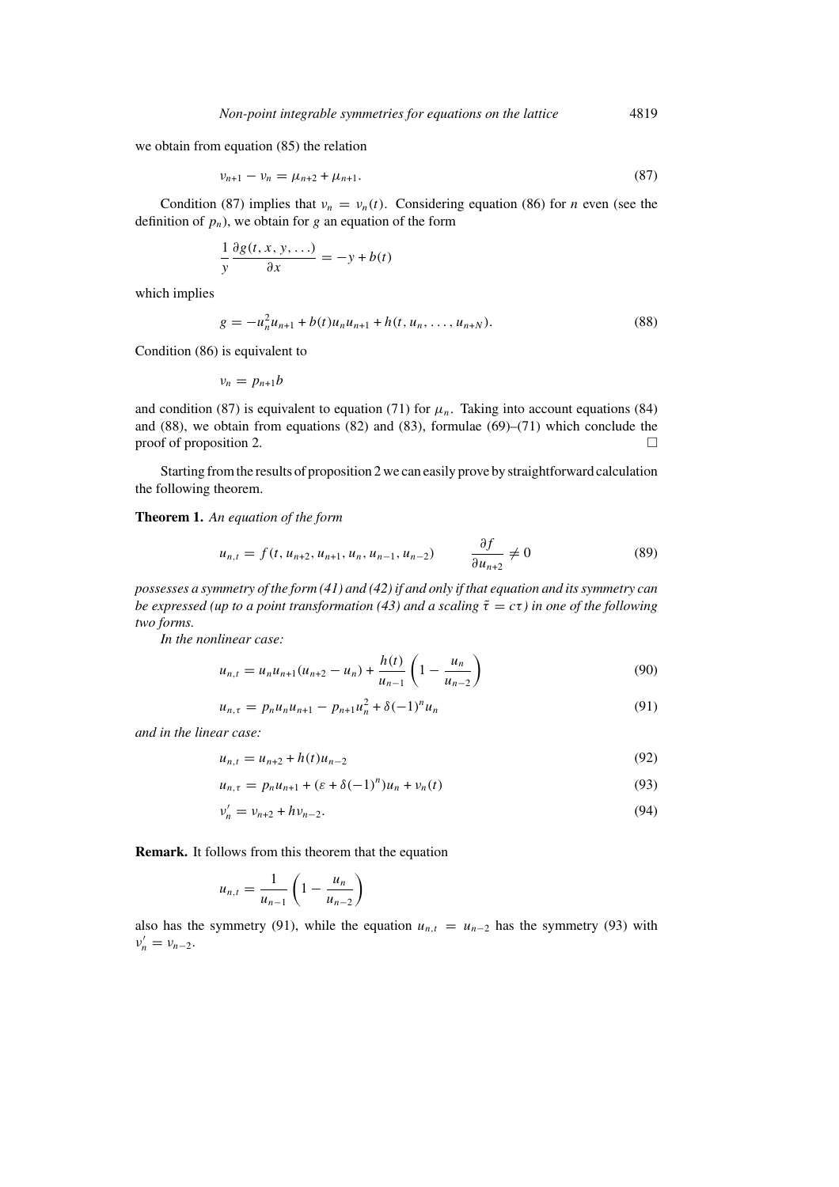we obtain from equation (85) the relation

$$\nu_{n+1} - \nu_n = \mu_{n+2} + \mu_{n+1}. \tag{87}$$

Condition (87) implies that $\nu_n = \nu_n(t)$. Considering equation (86) for $n$ even (see the definition of $p_n$), we obtain for $g$ an equation of the form

$$\frac{1}{y}\frac{\partial g(t, x, y, \ldots)}{\partial x} = -y + b(t)$$

which implies

$$g = -u_n^2 u_{n+1} + b(t) u_n u_{n+1} + h(t, u_n, \ldots, u_{n+N}). \tag{88}$$

Condition (86) is equivalent to

$$\nu_n = p_{n+1} b$$

and condition (87) is equivalent to equation (71) for $\mu_n$. Taking into account equations (84) and (88), we obtain from equations (82) and (83), formulae (69)–(71) which conclude the proof of proposition 2. □

Starting from the results of proposition 2 we can easily prove by straightforward calculation the following theorem.

**Theorem 1.** *An equation of the form*

$$u_{n,t} = f(t, u_{n+2}, u_{n+1}, u_n, u_{n-1}, u_{n-2}) \qquad \frac{\partial f}{\partial u_{n+2}} \neq 0 \tag{89}$$

*possesses a symmetry of the form (41) and (42) if and only if that equation and its symmetry can be expressed (up to a point transformation (43) and a scaling $\tilde{\tau} = c\tau$) in one of the following two forms.*

*In the nonlinear case:*

$$u_{n,t} = u_n u_{n+1}(u_{n+2} - u_n) + \frac{h(t)}{u_{n-1}}\left(1 - \frac{u_n}{u_{n-2}}\right) \tag{90}$$

$$u_{n,\tau} = p_n u_n u_{n+1} - p_{n+1} u_n^2 + \delta(-1)^n u_n \tag{91}$$

*and in the linear case:*

$$u_{n,t} = u_{n+2} + h(t) u_{n-2} \tag{92}$$

$$u_{n,\tau} = p_n u_{n+1} + (\varepsilon + \delta(-1)^n) u_n + \nu_n(t) \tag{93}$$

$$\nu_n' = \nu_{n+2} + h\nu_{n-2}. \tag{94}$$

**Remark.** It follows from this theorem that the equation

$$u_{n,t} = \frac{1}{u_{n-1}}\left(1 - \frac{u_n}{u_{n-2}}\right)$$

also has the symmetry (91), while the equation $u_{n,t} = u_{n-2}$ has the symmetry (93) with $\nu_n' = \nu_{n-2}$.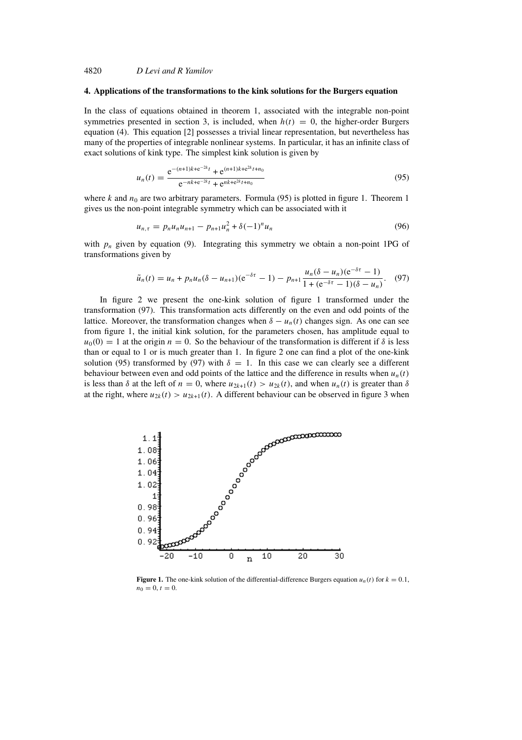## 4. Applications of the transformations to the kink solutions for the Burgers equation

In the class of equations obtained in theorem 1, associated with the integrable non-point symmetries presented in section 3, is included, when $h(t) = 0$, the higher-order Burgers equation (4). This equation [2] possesses a trivial linear representation, but nevertheless has many of the properties of integrable nonlinear systems. In particular, it has an infinite class of exact solutions of kink type. The simplest kink solution is given by

$$u_n(t) = \frac{e^{-(n+1)k + e^{-2k}t} + e^{(n+1)k + e^{2k}t + n_0}}{e^{-nk + e^{-2k}t} + e^{nk + e^{2k}t + n_0}} \tag{95}$$

where $k$ and $n_0$ are two arbitrary parameters. Formula (95) is plotted in figure 1. Theorem 1 gives us the non-point integrable symmetry which can be associated with it

$$u_{n,\tau} = p_n u_n u_{n+1} - p_{n+1} u_n^2 + \delta(-1)^n u_n \tag{96}$$

with $p_n$ given by equation (9). Integrating this symmetry we obtain a non-point 1PG of transformations given by

$$\tilde{u}_n(t) = u_n + p_n u_n(\delta - u_{n+1})(e^{-\delta\tau} - 1) - p_{n+1} \frac{u_n(\delta - u_n)(e^{-\delta\tau} - 1)}{1 + (e^{-\delta\tau} - 1)(\delta - u_n)}. \tag{97}$$

In figure 2 we present the one-kink solution of figure 1 transformed under the transformation (97). This transformation acts differently on the even and odd points of the lattice. Moreover, the transformation changes when $\delta - u_n(t)$ changes sign. As one can see from figure 1, the initial kink solution, for the parameters chosen, has amplitude equal to $u_0(0) = 1$ at the origin $n = 0$. So the behaviour of the transformation is different if $\delta$ is less than or equal to 1 or is much greater than 1. In figure 2 one can find a plot of the one-kink solution (95) transformed by (97) with $\delta = 1$. In this case we can clearly see a different behaviour between even and odd points of the lattice and the difference in results when $u_n(t)$ is less than $\delta$ at the left of $n = 0$, where $u_{2k+1}(t) > u_{2k}(t)$, and when $u_n(t)$ is greater than $\delta$ at the right, where $u_{2k}(t) > u_{2k+1}(t)$. A different behaviour can be observed in figure 3 when

1.1
1.08
1.06
1.04
1.02
1
0.98
0.96
0.94
0.92
-20 -10 0 n 10 20 30

**Figure 1.** The one-kink solution of the differential-difference Burgers equation $u_n(t)$ for $k = 0.1$, $n_0 = 0$, $t = 0$.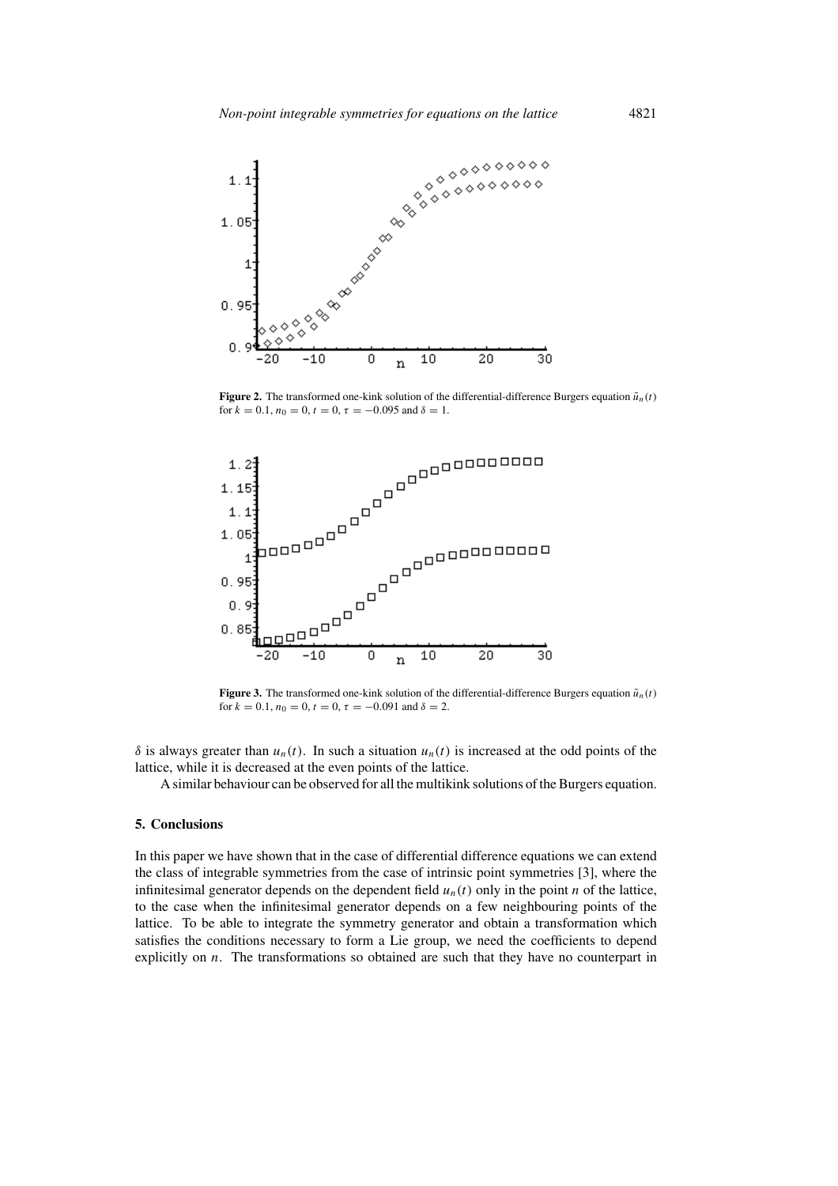1.1
1.05
1
0.95
0.9
-20 -10 0 n 10 20 30

**Figure 2.** The transformed one-kink solution of the differential-difference Burgers equation $\tilde{u}_n(t)$ for $k = 0.1$, $n_0 = 0$, $t = 0$, $\tau = -0.095$ and $\delta = 1$.

1.2
1.15
1.1
1.05
1
0.95
0.9
0.85
-20 -10 0 n 10 20 30

**Figure 3.** The transformed one-kink solution of the differential-difference Burgers equation $\tilde{u}_n(t)$ for $k = 0.1$, $n_0 = 0$, $t = 0$, $\tau = -0.091$ and $\delta = 2$.

$\delta$ is always greater than $u_n(t)$. In such a situation $u_n(t)$ is increased at the odd points of the lattice, while it is decreased at the even points of the lattice.

A similar behaviour can be observed for all the multikink solutions of the Burgers equation.

## 5. Conclusions

In this paper we have shown that in the case of differential difference equations we can extend the class of integrable symmetries from the case of intrinsic point symmetries [3], where the infinitesimal generator depends on the dependent field $u_n(t)$ only in the point $n$ of the lattice, to the case when the infinitesimal generator depends on a few neighbouring points of the lattice. To be able to integrate the symmetry generator and obtain a transformation which satisfies the conditions necessary to form a Lie group, we need the coefficients to depend explicitly on $n$. The transformations so obtained are such that they have no counterpart in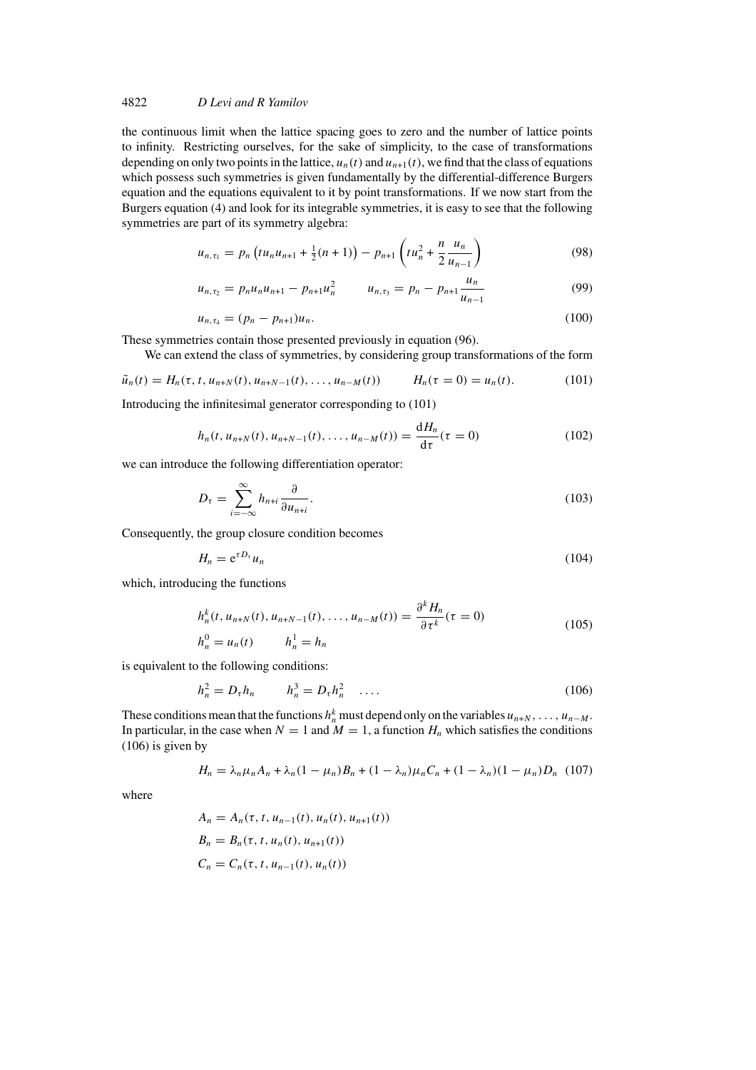the continuous limit when the lattice spacing goes to zero and the number of lattice points to infinity. Restricting ourselves, for the sake of simplicity, to the case of transformations depending on only two points in the lattice, $u_n(t)$ and $u_{n+1}(t)$, we find that the class of equations which possess such symmetries is given fundamentally by the differential-difference Burgers equation and the equations equivalent to it by point transformations. If we now start from the Burgers equation (4) and look for its integrable symmetries, it is easy to see that the following symmetries are part of its symmetry algebra:

$$u_{n,\tau_1} = p_n \left( t u_n u_{n+1} + \tfrac{1}{2}(n+1) \right) - p_{n+1} \left( t u_n^2 + \frac{n}{2} \frac{u_n}{u_{n-1}} \right) \tag{98}$$

$$u_{n,\tau_2} = p_n u_n u_{n+1} - p_{n+1} u_n^2 \qquad u_{n,\tau_3} = p_n - p_{n+1} \frac{u_n}{u_{n-1}} \tag{99}$$

$$u_{n,\tau_4} = (p_n - p_{n+1}) u_n. \tag{100}$$

These symmetries contain those presented previously in equation (96).

We can extend the class of symmetries, by considering group transformations of the form

$$\tilde{u}_n(t) = H_n(\tau, t, u_{n+N}(t), u_{n+N-1}(t), \ldots, u_{n-M}(t)) \qquad H_n(\tau = 0) = u_n(t). \tag{101}$$

Introducing the infinitesimal generator corresponding to (101)

$$h_n(t, u_{n+N}(t), u_{n+N-1}(t), \ldots, u_{n-M}(t)) = \frac{\mathrm{d}H_n}{\mathrm{d}\tau}(\tau = 0) \tag{102}$$

we can introduce the following differentiation operator:

$$D_\tau = \sum_{i=-\infty}^{\infty} h_{n+i} \frac{\partial}{\partial u_{n+i}}. \tag{103}$$

Consequently, the group closure condition becomes

$$H_n = \mathrm{e}^{\tau D_\tau} u_n \tag{104}$$

which, introducing the functions

$$\begin{aligned} h_n^k(t, u_{n+N}(t), u_{n+N-1}(t), \ldots, u_{n-M}(t)) &= \frac{\partial^k H_n}{\partial \tau^k}(\tau = 0) \\ h_n^0 = u_n(t) \qquad h_n^1 &= h_n \end{aligned} \tag{105}$$

is equivalent to the following conditions:

$$h_n^2 = D_\tau h_n \qquad h_n^3 = D_\tau h_n^2 \quad \ldots. \tag{106}$$

These conditions mean that the functions $h_n^k$ must depend only on the variables $u_{n+N}, \ldots, u_{n-M}$. In particular, in the case when $N = 1$ and $M = 1$, a function $H_n$ which satisfies the conditions (106) is given by

$$H_n = \lambda_n \mu_n A_n + \lambda_n (1 - \mu_n) B_n + (1 - \lambda_n) \mu_n C_n + (1 - \lambda_n)(1 - \mu_n) D_n \tag{107}$$

where

$$A_n = A_n(\tau, t, u_{n-1}(t), u_n(t), u_{n+1}(t))$$

$$B_n = B_n(\tau, t, u_n(t), u_{n+1}(t))$$

$$C_n = C_n(\tau, t, u_{n-1}(t), u_n(t))$$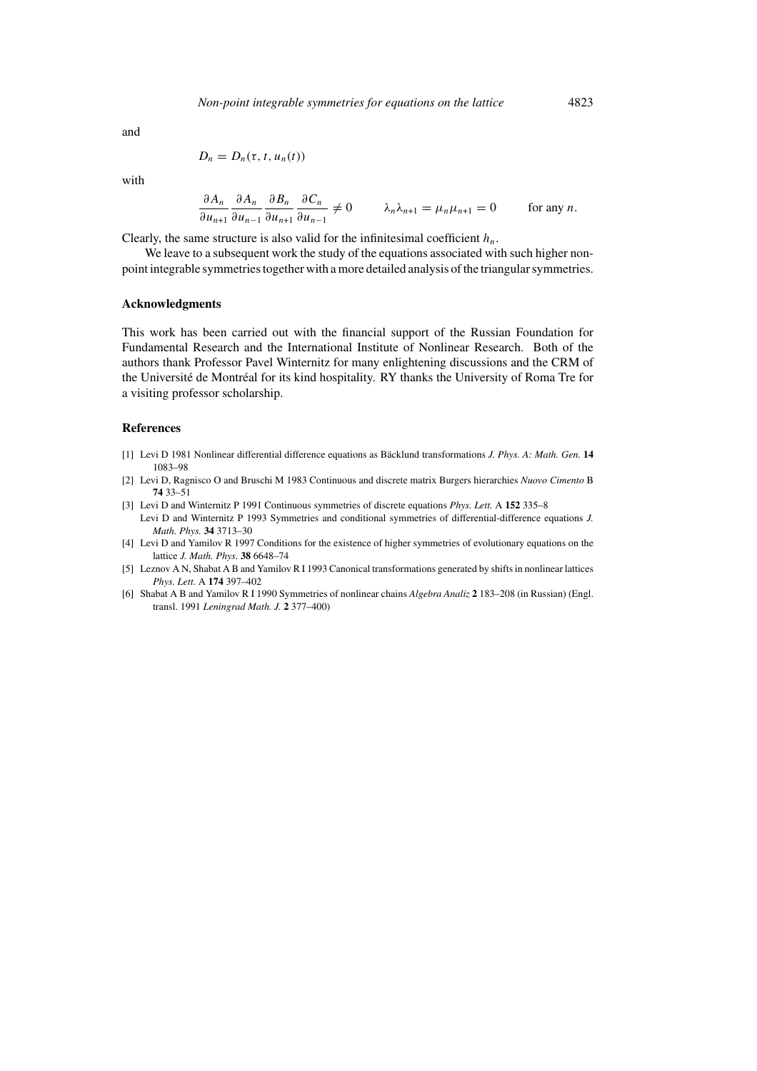and

$$D_n = D_n(\tau, t, u_n(t))$$

with

$$\frac{\partial A_n}{\partial u_{n+1}} \frac{\partial A_n}{\partial u_{n-1}} \frac{\partial B_n}{\partial u_{n+1}} \frac{\partial C_n}{\partial u_{n-1}} \neq 0 \qquad \lambda_n \lambda_{n+1} = \mu_n \mu_{n+1} = 0 \qquad \text{for any } n.$$

Clearly, the same structure is also valid for the infinitesimal coefficient $h_n$.

We leave to a subsequent work the study of the equations associated with such higher non-point integrable symmetries together with a more detailed analysis of the triangular symmetries.

### Acknowledgments

This work has been carried out with the financial support of the Russian Foundation for Fundamental Research and the International Institute of Nonlinear Research. Both of the authors thank Professor Pavel Winternitz for many enlightening discussions and the CRM of the Université de Montréal for its kind hospitality. RY thanks the University of Roma Tre for a visiting professor scholarship.

### References

[1] Levi D 1981 Nonlinear differential difference equations as Bäcklund transformations *J. Phys. A: Math. Gen.* **14** 1083–98

[2] Levi D, Ragnisco O and Bruschi M 1983 Continuous and discrete matrix Burgers hierarchies *Nuovo Cimento* B **74** 33–51

[3] Levi D and Winternitz P 1991 Continuous symmetries of discrete equations *Phys. Lett.* A **152** 335–8
Levi D and Winternitz P 1993 Symmetries and conditional symmetries of differential-difference equations *J. Math. Phys.* **34** 3713–30

[4] Levi D and Yamilov R 1997 Conditions for the existence of higher symmetries of evolutionary equations on the lattice *J. Math. Phys.* **38** 6648–74

[5] Leznov A N, Shabat A B and Yamilov R I 1993 Canonical transformations generated by shifts in nonlinear lattices *Phys. Lett.* A **174** 397–402

[6] Shabat A B and Yamilov R I 1990 Symmetries of nonlinear chains *Algebra Analiz* **2** 183–208 (in Russian) (Engl. transl. 1991 *Leningrad Math. J.* **2** 377–400)